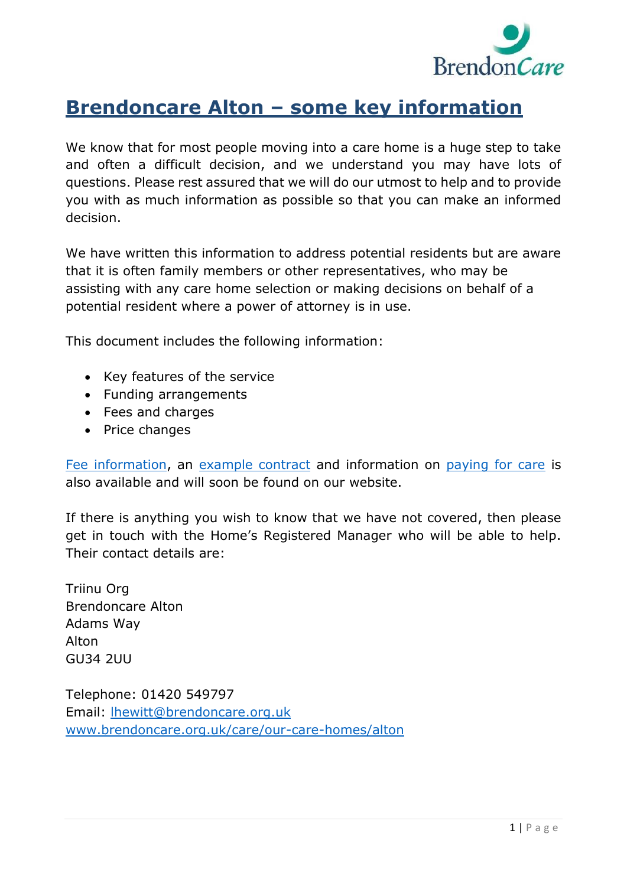# Brendoncare Alton – some key information

We know that for most people moving into a care home is a huge step to take and often a difficult decision, and we understand you may have lots of questions. Please rest assured that we will do our utmost to help and to provide you with as much information as possible so that you can make an informed decision.

We have written this information to address potential residents but are aware that it is often family members or other representatives, who may be assisting with any care home selection or making decisions on behalf of a potential resident where a power of attorney is in use.

This document includes the following information:

- Key features of the service
- Funding arrangements
- Fees and charges
- Price changes

Fee information, an example contract and information on paying for care is also available and will soon be found on our website.

If there is anything you wish to know that we have not covered, then please get in touch with the Home's Registered Manager who will be able to help. Their contact details are:

Triinu Org
Brendoncare Alton
Adams Way
Alton
GU34 2UU

Telephone: 01420 549797
Email: lhewitt@brendoncare.org.uk
www.brendoncare.org.uk/care/our-care-homes/alton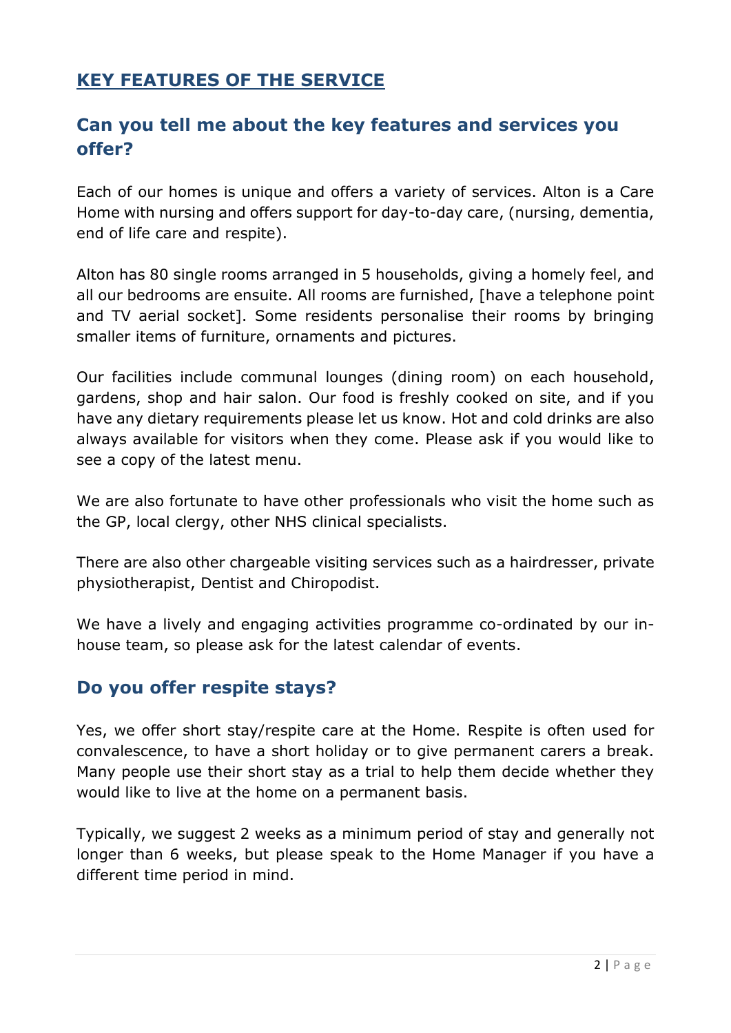## KEY FEATURES OF THE SERVICE

### Can you tell me about the key features and services you offer?

Each of our homes is unique and offers a variety of services. Alton is a Care Home with nursing and offers support for day-to-day care, (nursing, dementia, end of life care and respite).

Alton has 80 single rooms arranged in 5 households, giving a homely feel, and all our bedrooms are ensuite. All rooms are furnished, [have a telephone point and TV aerial socket]. Some residents personalise their rooms by bringing smaller items of furniture, ornaments and pictures.

Our facilities include communal lounges (dining room) on each household, gardens, shop and hair salon. Our food is freshly cooked on site, and if you have any dietary requirements please let us know. Hot and cold drinks are also always available for visitors when they come. Please ask if you would like to see a copy of the latest menu.

We are also fortunate to have other professionals who visit the home such as the GP, local clergy, other NHS clinical specialists.

There are also other chargeable visiting services such as a hairdresser, private physiotherapist, Dentist and Chiropodist.

We have a lively and engaging activities programme co-ordinated by our in-house team, so please ask for the latest calendar of events.

### Do you offer respite stays?

Yes, we offer short stay/respite care at the Home. Respite is often used for convalescence, to have a short holiday or to give permanent carers a break. Many people use their short stay as a trial to help them decide whether they would like to live at the home on a permanent basis.

Typically, we suggest 2 weeks as a minimum period of stay and generally not longer than 6 weeks, but please speak to the Home Manager if you have a different time period in mind.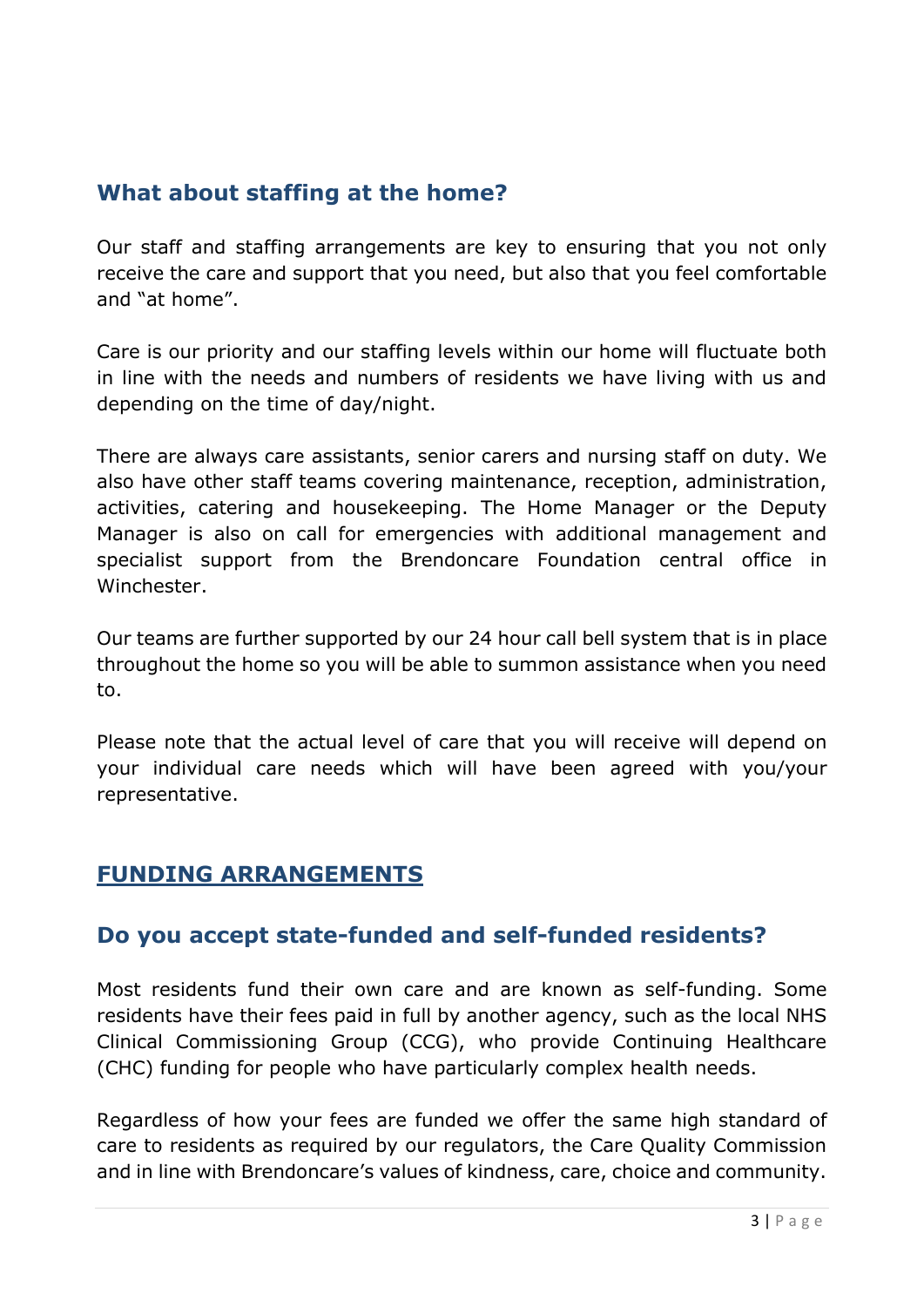## What about staffing at the home?

Our staff and staffing arrangements are key to ensuring that you not only receive the care and support that you need, but also that you feel comfortable and "at home".

Care is our priority and our staffing levels within our home will fluctuate both in line with the needs and numbers of residents we have living with us and depending on the time of day/night.

There are always care assistants, senior carers and nursing staff on duty. We also have other staff teams covering maintenance, reception, administration, activities, catering and housekeeping. The Home Manager or the Deputy Manager is also on call for emergencies with additional management and specialist support from the Brendoncare Foundation central office in Winchester.

Our teams are further supported by our 24 hour call bell system that is in place throughout the home so you will be able to summon assistance when you need to.

Please note that the actual level of care that you will receive will depend on your individual care needs which will have been agreed with you/your representative.

# FUNDING ARRANGEMENTS

## Do you accept state-funded and self-funded residents?

Most residents fund their own care and are known as self-funding. Some residents have their fees paid in full by another agency, such as the local NHS Clinical Commissioning Group (CCG), who provide Continuing Healthcare (CHC) funding for people who have particularly complex health needs.

Regardless of how your fees are funded we offer the same high standard of care to residents as required by our regulators, the Care Quality Commission and in line with Brendoncare's values of kindness, care, choice and community.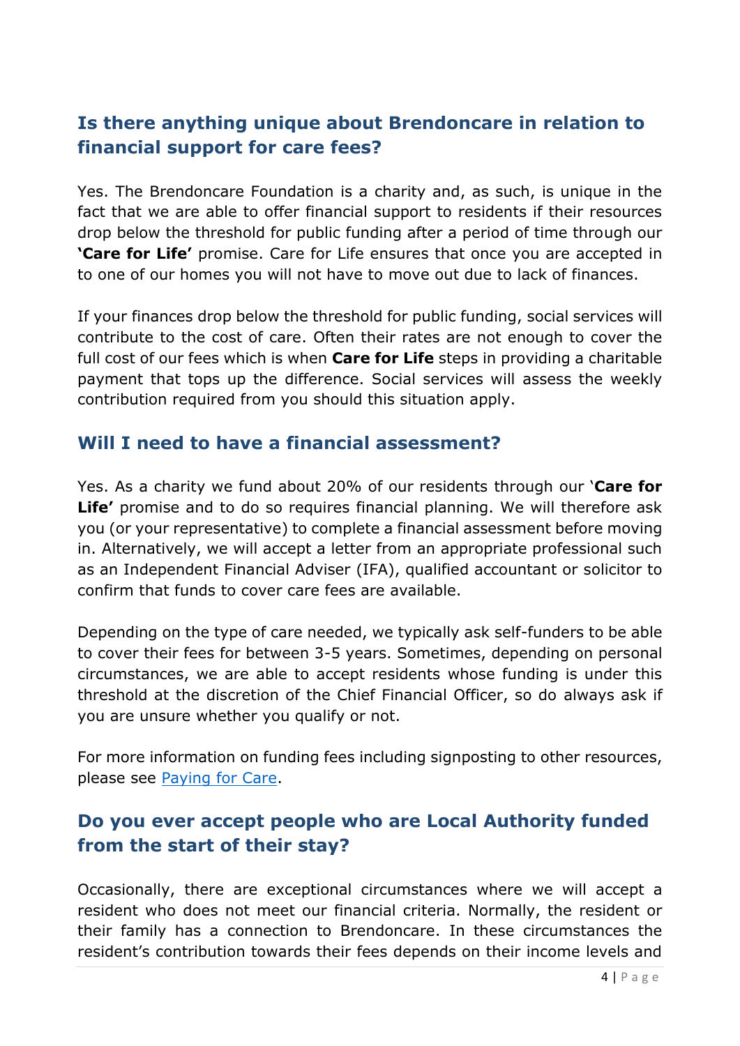## Is there anything unique about Brendoncare in relation to financial support for care fees?

Yes. The Brendoncare Foundation is a charity and, as such, is unique in the fact that we are able to offer financial support to residents if their resources drop below the threshold for public funding after a period of time through our **'Care for Life'** promise. Care for Life ensures that once you are accepted in to one of our homes you will not have to move out due to lack of finances.

If your finances drop below the threshold for public funding, social services will contribute to the cost of care. Often their rates are not enough to cover the full cost of our fees which is when **Care for Life** steps in providing a charitable payment that tops up the difference. Social services will assess the weekly contribution required from you should this situation apply.

## Will I need to have a financial assessment?

Yes. As a charity we fund about 20% of our residents through our '**Care for Life'** promise and to do so requires financial planning. We will therefore ask you (or your representative) to complete a financial assessment before moving in. Alternatively, we will accept a letter from an appropriate professional such as an Independent Financial Adviser (IFA), qualified accountant or solicitor to confirm that funds to cover care fees are available.

Depending on the type of care needed, we typically ask self-funders to be able to cover their fees for between 3-5 years. Sometimes, depending on personal circumstances, we are able to accept residents whose funding is under this threshold at the discretion of the Chief Financial Officer, so do always ask if you are unsure whether you qualify or not.

For more information on funding fees including signposting to other resources, please see [Paying for Care](Paying for Care).

## Do you ever accept people who are Local Authority funded from the start of their stay?

Occasionally, there are exceptional circumstances where we will accept a resident who does not meet our financial criteria. Normally, the resident or their family has a connection to Brendoncare. In these circumstances the resident's contribution towards their fees depends on their income levels and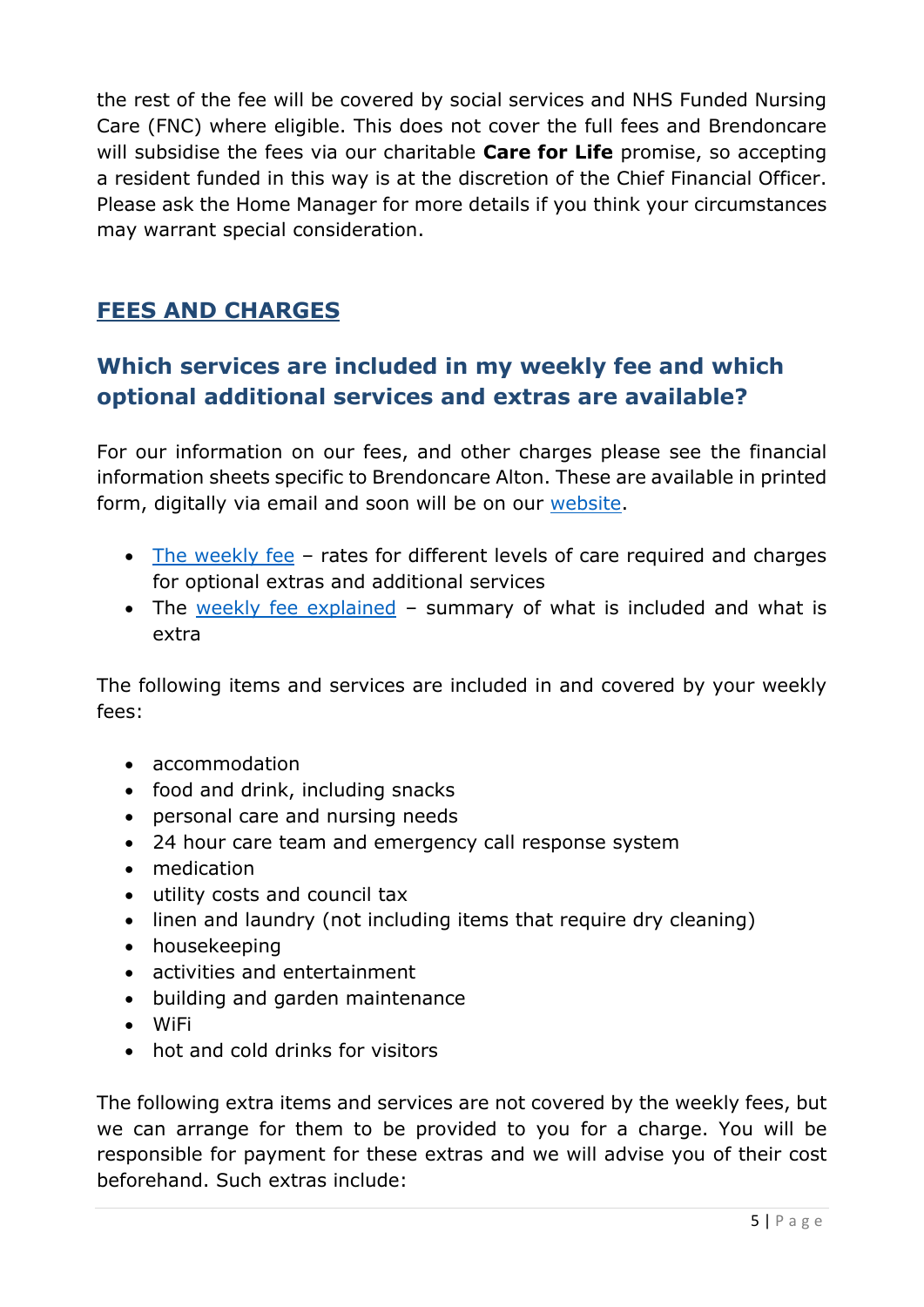the rest of the fee will be covered by social services and NHS Funded Nursing Care (FNC) where eligible. This does not cover the full fees and Brendoncare will subsidise the fees via our charitable **Care for Life** promise, so accepting a resident funded in this way is at the discretion of the Chief Financial Officer. Please ask the Home Manager for more details if you think your circumstances may warrant special consideration.

## FEES AND CHARGES

### Which services are included in my weekly fee and which optional additional services and extras are available?

For our information on our fees, and other charges please see the financial information sheets specific to Brendoncare Alton. These are available in printed form, digitally via email and soon will be on our website.

- The weekly fee – rates for different levels of care required and charges for optional extras and additional services
- The weekly fee explained – summary of what is included and what is extra

The following items and services are included in and covered by your weekly fees:

- accommodation
- food and drink, including snacks
- personal care and nursing needs
- 24 hour care team and emergency call response system
- medication
- utility costs and council tax
- linen and laundry (not including items that require dry cleaning)
- housekeeping
- activities and entertainment
- building and garden maintenance
- WiFi
- hot and cold drinks for visitors

The following extra items and services are not covered by the weekly fees, but we can arrange for them to be provided to you for a charge. You will be responsible for payment for these extras and we will advise you of their cost beforehand. Such extras include: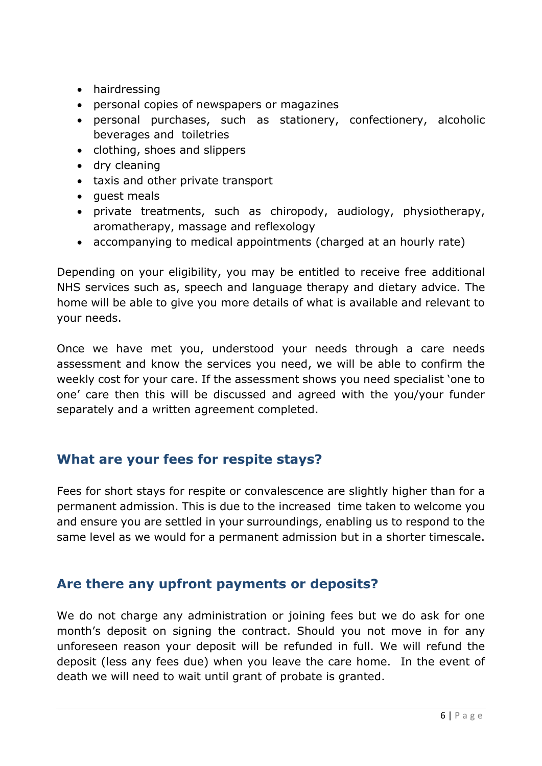- hairdressing
- personal copies of newspapers or magazines
- personal purchases, such as stationery, confectionery, alcoholic beverages and toiletries
- clothing, shoes and slippers
- dry cleaning
- taxis and other private transport
- guest meals
- private treatments, such as chiropody, audiology, physiotherapy, aromatherapy, massage and reflexology
- accompanying to medical appointments (charged at an hourly rate)

Depending on your eligibility, you may be entitled to receive free additional NHS services such as, speech and language therapy and dietary advice. The home will be able to give you more details of what is available and relevant to your needs.

Once we have met you, understood your needs through a care needs assessment and know the services you need, we will be able to confirm the weekly cost for your care. If the assessment shows you need specialist 'one to one' care then this will be discussed and agreed with the you/your funder separately and a written agreement completed.

## What are your fees for respite stays?

Fees for short stays for respite or convalescence are slightly higher than for a permanent admission. This is due to the increased time taken to welcome you and ensure you are settled in your surroundings, enabling us to respond to the same level as we would for a permanent admission but in a shorter timescale.

## Are there any upfront payments or deposits?

We do not charge any administration or joining fees but we do ask for one month's deposit on signing the contract. Should you not move in for any unforeseen reason your deposit will be refunded in full. We will refund the deposit (less any fees due) when you leave the care home. In the event of death we will need to wait until grant of probate is granted.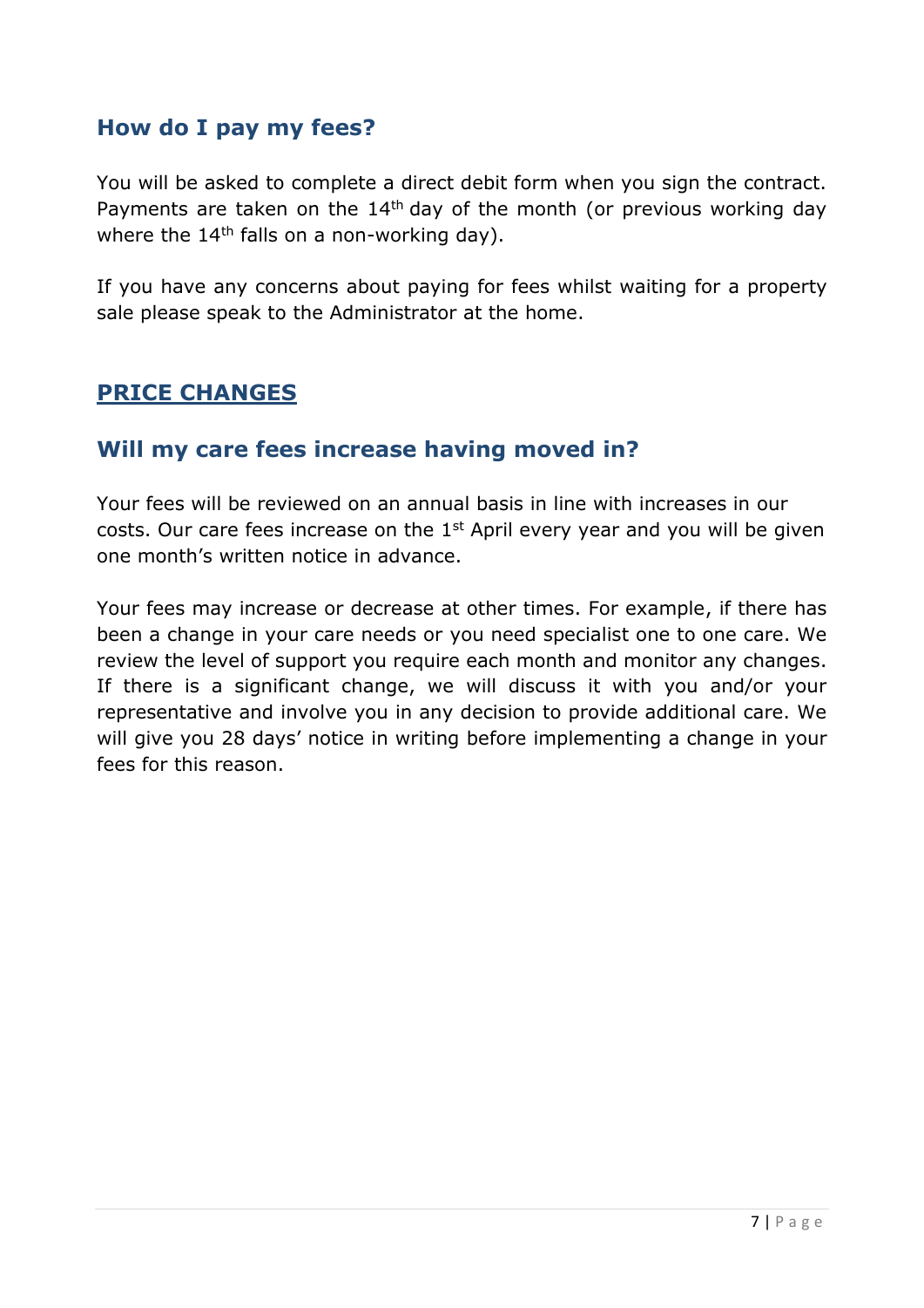## How do I pay my fees?

You will be asked to complete a direct debit form when you sign the contract. Payments are taken on the 14th day of the month (or previous working day where the 14th falls on a non-working day).

If you have any concerns about paying for fees whilst waiting for a property sale please speak to the Administrator at the home.

## PRICE CHANGES

## Will my care fees increase having moved in?

Your fees will be reviewed on an annual basis in line with increases in our costs. Our care fees increase on the 1st April every year and you will be given one month's written notice in advance.

Your fees may increase or decrease at other times. For example, if there has been a change in your care needs or you need specialist one to one care. We review the level of support you require each month and monitor any changes. If there is a significant change, we will discuss it with you and/or your representative and involve you in any decision to provide additional care. We will give you 28 days' notice in writing before implementing a change in your fees for this reason.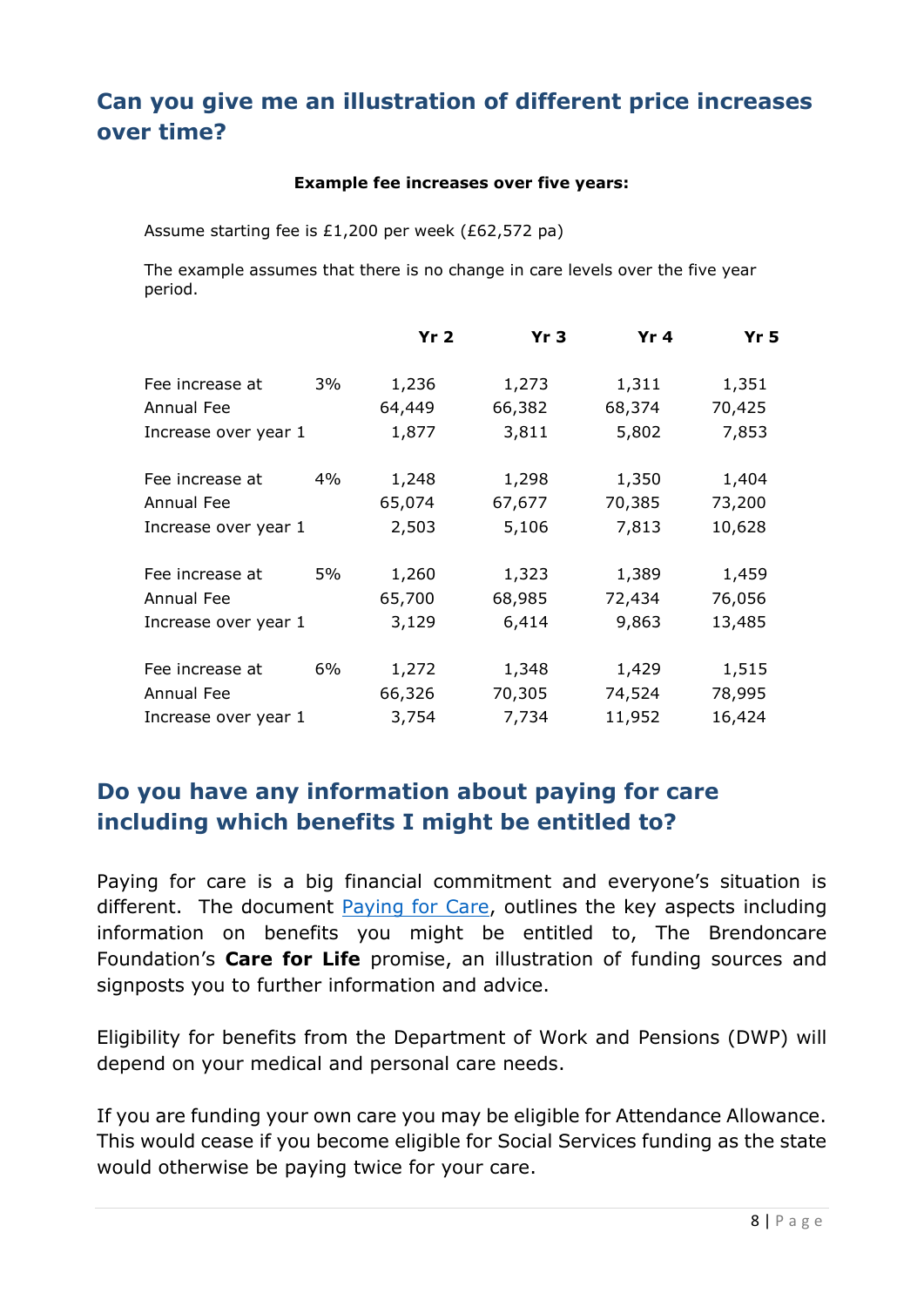## Can you give me an illustration of different price increases over time?

**Example fee increases over five years:**

Assume starting fee is £1,200 per week (£62,572 pa)

The example assumes that there is no change in care levels over the five year period.

| | | Yr 2 | Yr 3 | Yr 4 | Yr 5 |
|---|---|---|---|---|---|
| Fee increase at | 3% | 1,236 | 1,273 | 1,311 | 1,351 |
| Annual Fee | | 64,449 | 66,382 | 68,374 | 70,425 |
| Increase over year 1 | | 1,877 | 3,811 | 5,802 | 7,853 |
| Fee increase at | 4% | 1,248 | 1,298 | 1,350 | 1,404 |
| Annual Fee | | 65,074 | 67,677 | 70,385 | 73,200 |
| Increase over year 1 | | 2,503 | 5,106 | 7,813 | 10,628 |
| Fee increase at | 5% | 1,260 | 1,323 | 1,389 | 1,459 |
| Annual Fee | | 65,700 | 68,985 | 72,434 | 76,056 |
| Increase over year 1 | | 3,129 | 6,414 | 9,863 | 13,485 |
| Fee increase at | 6% | 1,272 | 1,348 | 1,429 | 1,515 |
| Annual Fee | | 66,326 | 70,305 | 74,524 | 78,995 |
| Increase over year 1 | | 3,754 | 7,734 | 11,952 | 16,424 |

## Do you have any information about paying for care including which benefits I might be entitled to?

Paying for care is a big financial commitment and everyone's situation is different. The document Paying for Care, outlines the key aspects including information on benefits you might be entitled to, The Brendoncare Foundation's **Care for Life** promise, an illustration of funding sources and signposts you to further information and advice.

Eligibility for benefits from the Department of Work and Pensions (DWP) will depend on your medical and personal care needs.

If you are funding your own care you may be eligible for Attendance Allowance. This would cease if you become eligible for Social Services funding as the state would otherwise be paying twice for your care.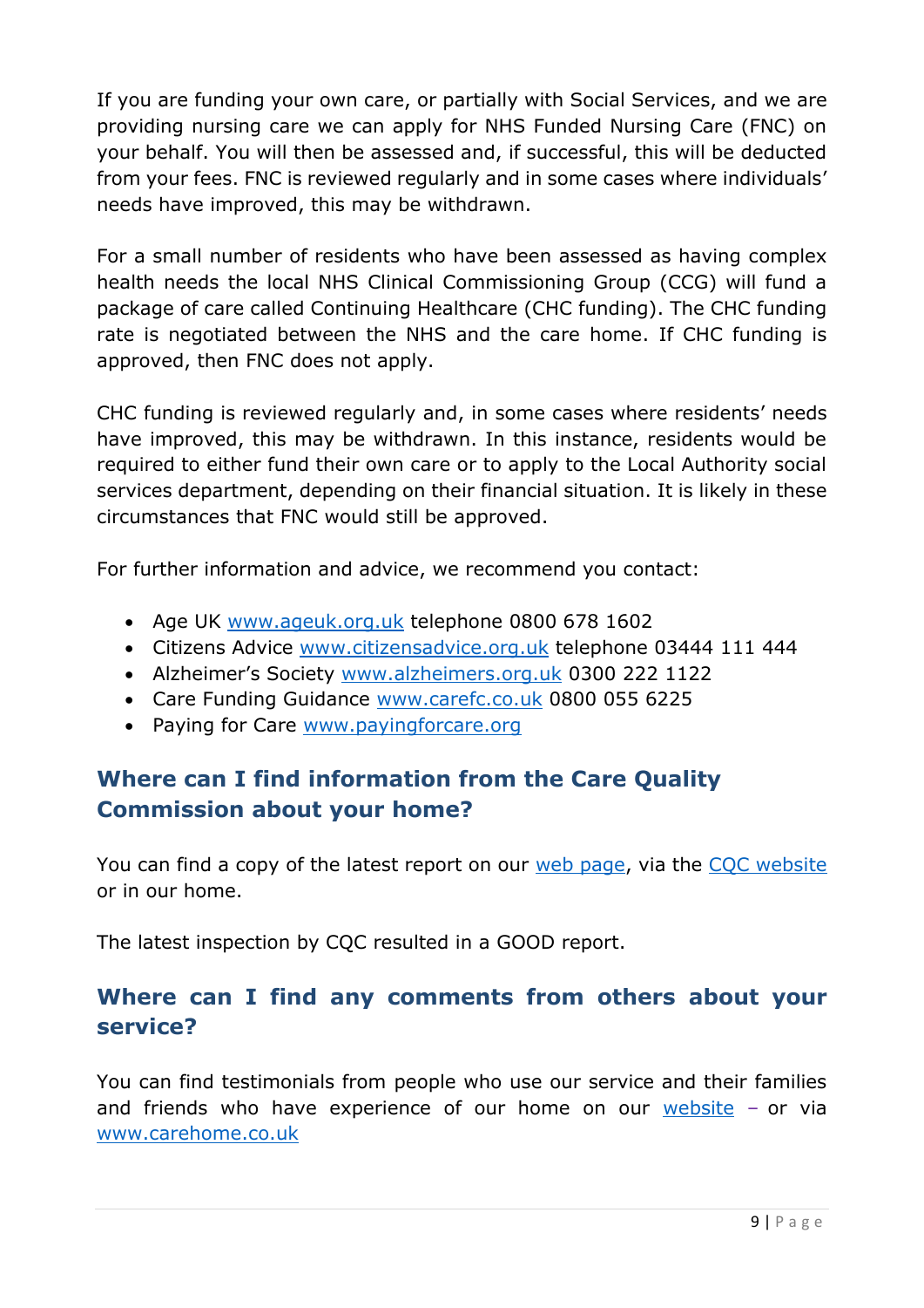If you are funding your own care, or partially with Social Services, and we are providing nursing care we can apply for NHS Funded Nursing Care (FNC) on your behalf. You will then be assessed and, if successful, this will be deducted from your fees. FNC is reviewed regularly and in some cases where individuals' needs have improved, this may be withdrawn.

For a small number of residents who have been assessed as having complex health needs the local NHS Clinical Commissioning Group (CCG) will fund a package of care called Continuing Healthcare (CHC funding). The CHC funding rate is negotiated between the NHS and the care home. If CHC funding is approved, then FNC does not apply.

CHC funding is reviewed regularly and, in some cases where residents' needs have improved, this may be withdrawn. In this instance, residents would be required to either fund their own care or to apply to the Local Authority social services department, depending on their financial situation. It is likely in these circumstances that FNC would still be approved.

For further information and advice, we recommend you contact:

- Age UK www.ageuk.org.uk telephone 0800 678 1602
- Citizens Advice www.citizensadvice.org.uk telephone 03444 111 444
- Alzheimer's Society www.alzheimers.org.uk 0300 222 1122
- Care Funding Guidance www.carefc.co.uk 0800 055 6225
- Paying for Care www.payingforcare.org

## Where can I find information from the Care Quality Commission about your home?

You can find a copy of the latest report on our web page, via the CQC website or in our home.

The latest inspection by CQC resulted in a GOOD report.

## Where can I find any comments from others about your service?

You can find testimonials from people who use our service and their families and friends who have experience of our home on our website – or via www.carehome.co.uk